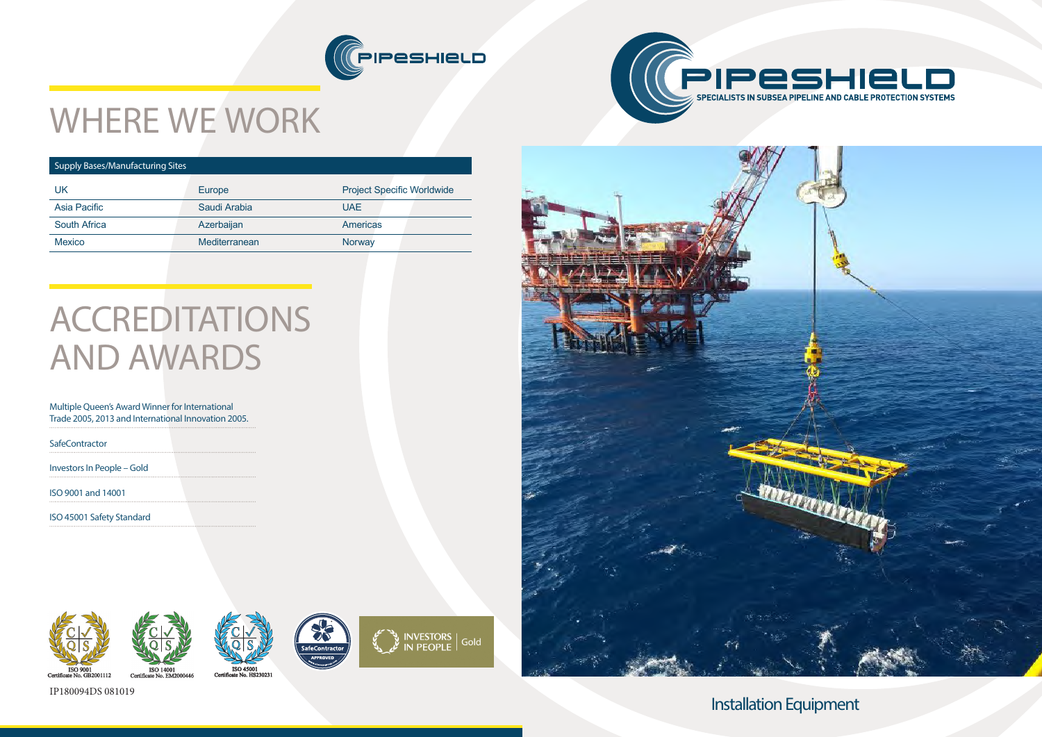PIPESHIELD

# WHERE WE WORK

| Supply Bases/Manufacturing Sites | | |
|---|---|---|
| UK | Europe | Project Specific Worldwide |
| Asia Pacific | Saudi Arabia | UAE |
| South Africa | Azerbaijan | Americas |
| Mexico | Mediterranean | Norway |

# ACCREDITATIONS AND AWARDS

Multiple Queen's Award Winner for International Trade 2005, 2013 and International Innovation 2005.

SafeContractor

Investors In People – Gold

ISO 9001 and 14001

ISO 45001 Safety Standard

ISO 9001 Certificate No. GB2001112

ISO 14001 Certificate No. EM2000446

ISO 45001 Certificate No. HS230231

SafeContractor APPROVED

INVESTORS IN PEOPLE | Gold

IP180094DS 081019

PIPESHIELD

SPECIALISTS IN SUBSEA PIPELINE AND CABLE PROTECTION SYSTEMS

## Installation Equipment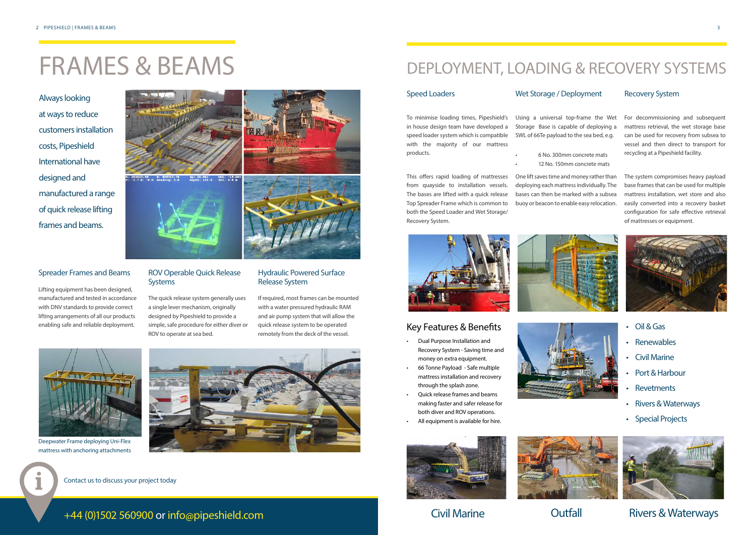# FRAMES & BEAMS

Always looking at ways to reduce customers installation costs, Pipeshield International have designed and manufactured a range of quick release lifting frames and beams.

### Spreader Frames and Beams

Lifting equipment has been designed, manufactured and tested in accordance with DNV standards to provide correct lifting arrangements of all our products enabling safe and reliable deployment.

### ROV Operable Quick Release Systems

The quick release system generally uses a single lever mechanism, originally designed by Pipeshield to provide a simple, safe procedure for either diver or ROV to operate at sea bed.

### Hydraulic Powered Surface Release System

If required, most frames can be mounted with a water pressured hydraulic RAM and air pump system that will allow the quick release system to be operated remotely from the deck of the vessel.

Deepwater Frame deploying Uni-Flex mattress with anchoring attachments

Contact us to discuss your project today

+44 (0)1502 560900 or info@pipeshield.com

# DEPLOYMENT, LOADING & RECOVERY SYSTEMS

### Speed Loaders

To minimise loading times, Pipeshield's in house design team have developed a speed loader system which is compatible with the majority of our mattress products.

This offers rapid loading of mattresses from quayside to installation vessels. The bases are lifted with a quick release Top Spreader Frame which is common to both the Speed Loader and Wet Storage/ Recovery System.

### Wet Storage / Deployment

Using a universal top-frame the Wet Storage Base is capable of deploying a SWL of 66Te payload to the sea bed, e.g.

- 6 No. 300mm concrete mats
- 12 No. 150mm concrete mats

One lift saves time and money rather than deploying each mattress individually. The bases can then be marked with a subsea buoy or beacon to enable easy relocation.

### Recovery System

For decommissioning and subsequent mattress retrieval, the wet storage base can be used for recovery from subsea to vessel and then direct to transport for recycling at a Pipeshield facility.

The system compromises heavy payload base frames that can be used for multiple mattress installation, wet store and also easily converted into a recovery basket configuration for safe effective retrieval of mattresses or equipment.

## Key Features & Benefits

- Dual Purpose Installation and Recovery System - Saving time and money on extra equipment.
- 66 Tonne Payload - Safe multiple mattress installation and recovery through the splash zone.
- Quick release frames and beams making faster and safer release for both diver and ROV operations.
- All equipment is available for hire.

- Oil & Gas
- Renewables
- Civil Marine
- Port & Harbour
- Revetments
- Rivers & Waterways
- Special Projects

Civil Marine

Outfall

Rivers & Waterways